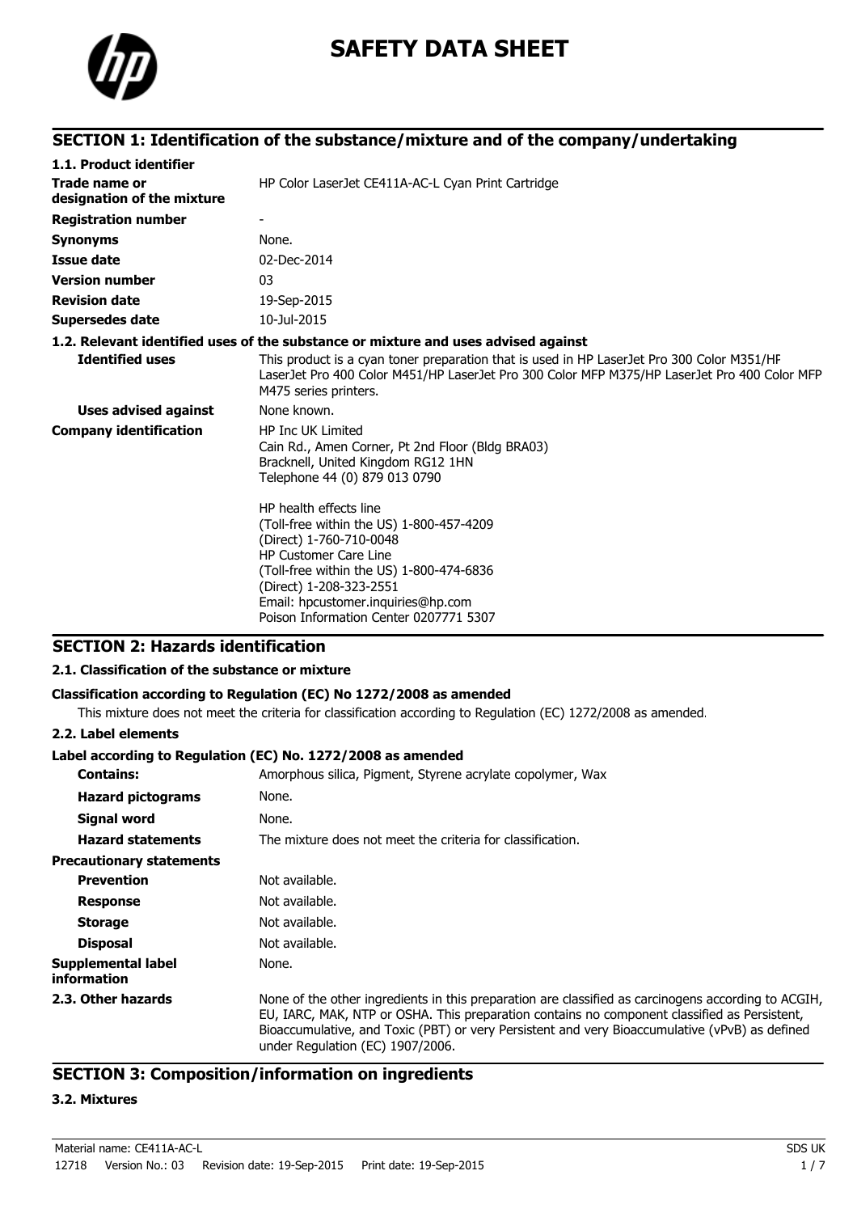# SAFETY DATA SHEET

## SECTION 1: Identification of the substance/mixture and of the company/undertaking

### 1.1. Product identifier

| | |
|---|---|
| **Trade name or designation of the mixture** | HP Color LaserJet CE411A-AC-L Cyan Print Cartridge |
| **Registration number** | - |
| **Synonyms** | None. |
| **Issue date** | 02-Dec-2014 |
| **Version number** | 03 |
| **Revision date** | 19-Sep-2015 |
| **Supersedes date** | 10-Jul-2015 |

### 1.2. Relevant identified uses of the substance or mixture and uses advised against

| | |
|---|---|
| **Identified uses** | This product is a cyan toner preparation that is used in HP LaserJet Pro 300 Color M351/HP LaserJet Pro 400 Color M451/HP LaserJet Pro 300 Color MFP M375/HP LaserJet Pro 400 Color MFP M475 series printers. |
| **Uses advised against** | None known. |
| **Company identification** | HP Inc UK Limited<br>Cain Rd., Amen Corner, Pt 2nd Floor (Bldg BRA03)<br>Bracknell, United Kingdom RG12 1HN<br>Telephone 44 (0) 879 013 0790<br><br>HP health effects line<br>(Toll-free within the US) 1-800-457-4209<br>(Direct) 1-760-710-0048<br>HP Customer Care Line<br>(Toll-free within the US) 1-800-474-6836<br>(Direct) 1-208-323-2551<br>Email: hpcustomer.inquiries@hp.com<br>Poison Information Center 0207771 5307 |

## SECTION 2: Hazards identification

### 2.1. Classification of the substance or mixture

**Classification according to Regulation (EC) No 1272/2008 as amended**

This mixture does not meet the criteria for classification according to Regulation (EC) 1272/2008 as amended.

### 2.2. Label elements

**Label according to Regulation (EC) No. 1272/2008 as amended**

| | |
|---|---|
| **Contains:** | Amorphous silica, Pigment, Styrene acrylate copolymer, Wax |
| **Hazard pictograms** | None. |
| **Signal word** | None. |
| **Hazard statements** | The mixture does not meet the criteria for classification. |
| **Precautionary statements** | |
| **Prevention** | Not available. |
| **Response** | Not available. |
| **Storage** | Not available. |
| **Disposal** | Not available. |
| **Supplemental label information** | None. |
| **2.3. Other hazards** | None of the other ingredients in this preparation are classified as carcinogens according to ACGIH, EU, IARC, MAK, NTP or OSHA. This preparation contains no component classified as Persistent, Bioaccumulative, and Toxic (PBT) or very Persistent and very Bioaccumulative (vPvB) as defined under Regulation (EC) 1907/2006. |

## SECTION 3: Composition/information on ingredients

### 3.2. Mixtures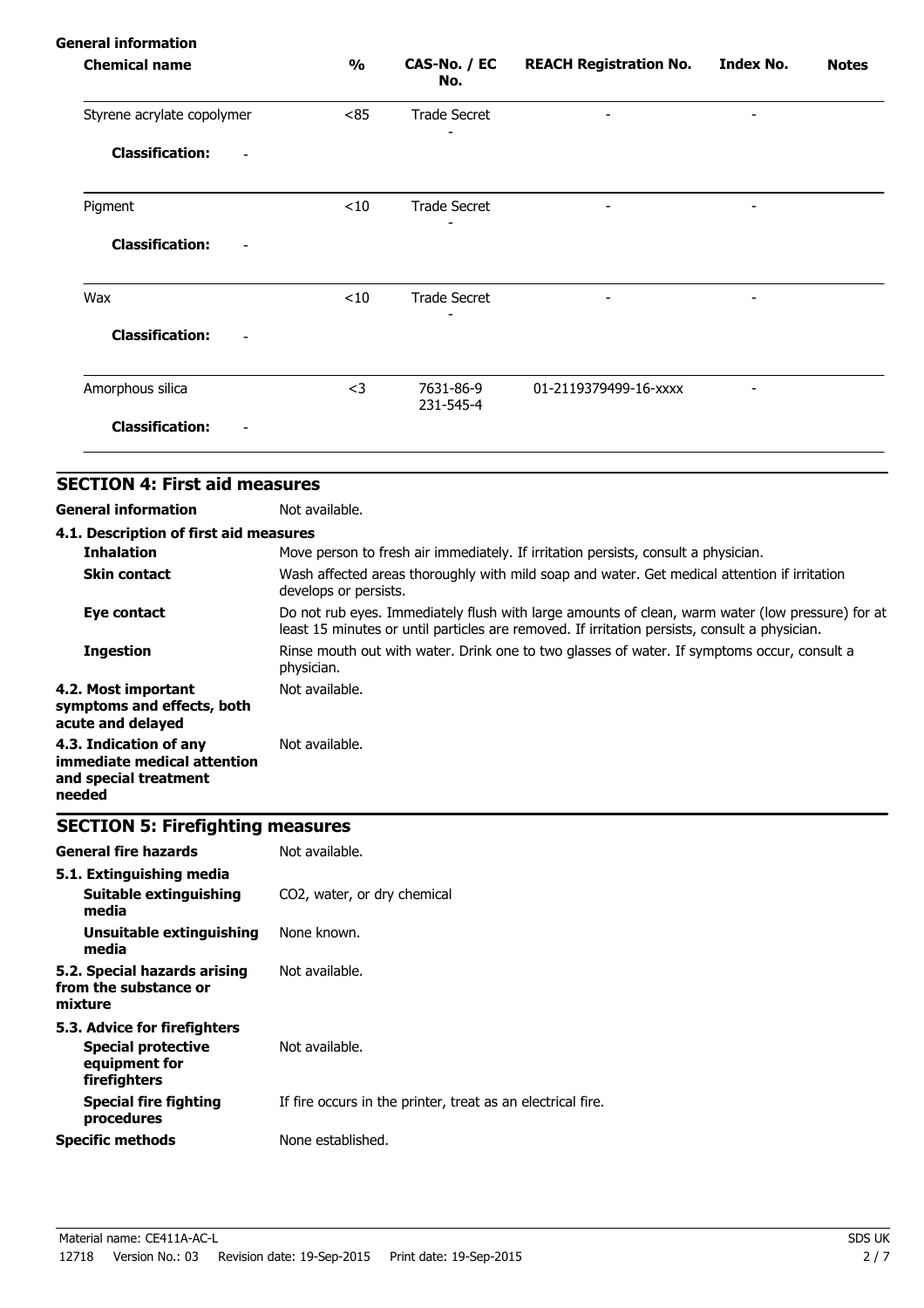**General information**

| Chemical name | % | CAS-No. / EC No. | REACH Registration No. | Index No. | Notes |
|---|---|---|---|---|---|
| Styrene acrylate copolymer | <85 | Trade Secret<br>- | - | - | |
| **Classification:** - | | | | | |
| Pigment | <10 | Trade Secret<br>- | - | - | |
| **Classification:** - | | | | | |
| Wax | <10 | Trade Secret<br>- | - | - | |
| **Classification:** - | | | | | |
| Amorphous silica | <3 | 7631-86-9<br>231-545-4 | 01-2119379499-16-xxxx | - | |
| **Classification:** - | | | | | |

## SECTION 4: First aid measures

**General information** Not available.

**4.1. Description of first aid measures**

**Inhalation** Move person to fresh air immediately. If irritation persists, consult a physician.

**Skin contact** Wash affected areas thoroughly with mild soap and water. Get medical attention if irritation develops or persists.

**Eye contact** Do not rub eyes. Immediately flush with large amounts of clean, warm water (low pressure) for at least 15 minutes or until particles are removed. If irritation persists, consult a physician.

**Ingestion** Rinse mouth out with water. Drink one to two glasses of water. If symptoms occur, consult a physician.

**4.2. Most important symptoms and effects, both acute and delayed** Not available.

**4.3. Indication of any immediate medical attention and special treatment needed** Not available.

## SECTION 5: Firefighting measures

**General fire hazards** Not available.

**5.1. Extinguishing media**

**Suitable extinguishing media** $CO_2$, water, or dry chemical

**Unsuitable extinguishing media** None known.

**5.2. Special hazards arising from the substance or mixture** Not available.

**5.3. Advice for firefighters**

**Special protective equipment for firefighters** Not available.

**Special fire fighting procedures** If fire occurs in the printer, treat as an electrical fire.

**Specific methods** None established.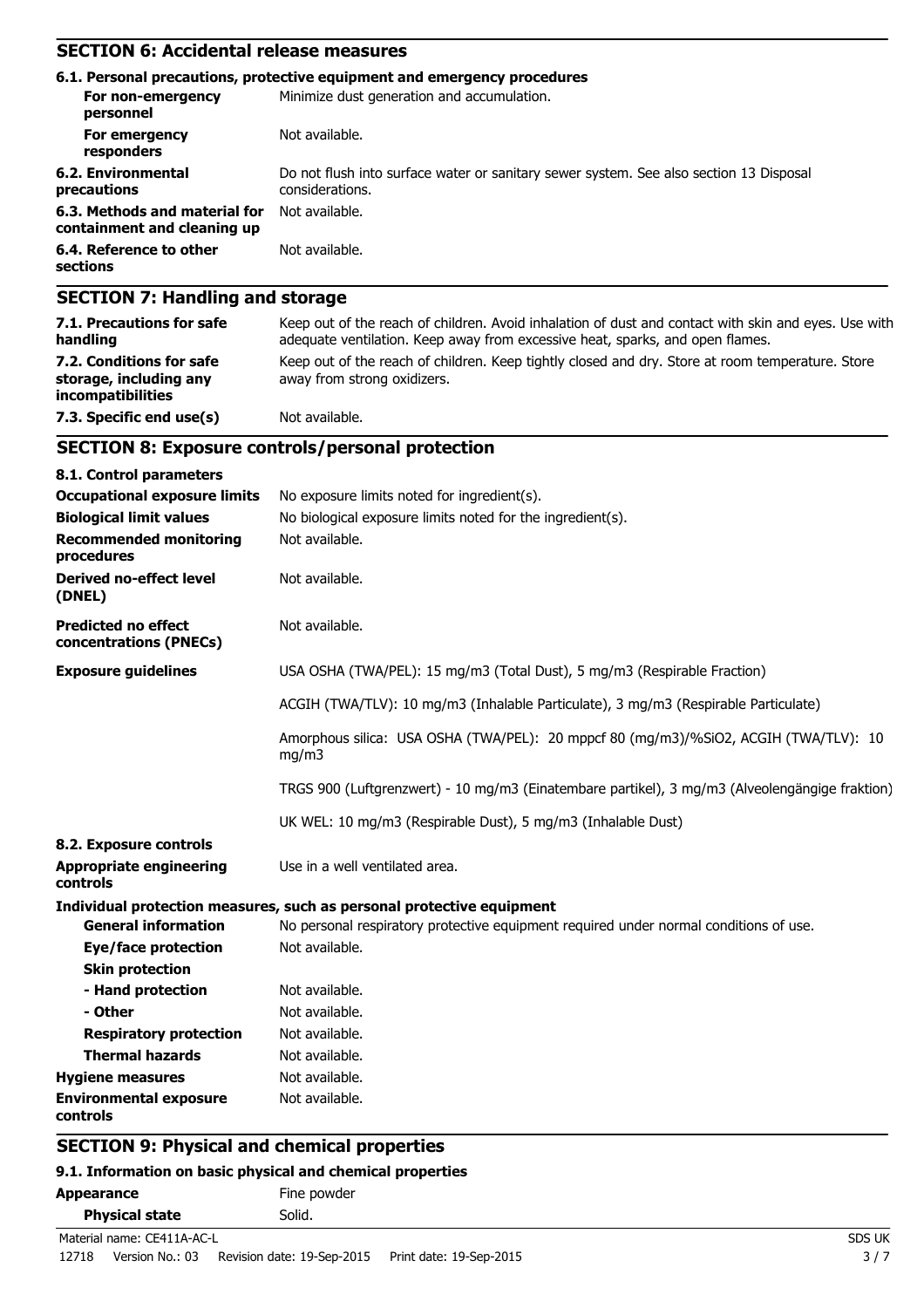## SECTION 6: Accidental release measures

### 6.1. Personal precautions, protective equipment and emergency procedures

| | |
|---|---|
| **For non-emergency personnel** | Minimize dust generation and accumulation. |
| **For emergency responders** | Not available. |
| **6.2. Environmental precautions** | Do not flush into surface water or sanitary sewer system. See also section 13 Disposal considerations. |
| **6.3. Methods and material for containment and cleaning up** | Not available. |
| **6.4. Reference to other sections** | Not available. |

## SECTION 7: Handling and storage

| | |
|---|---|
| **7.1. Precautions for safe handling** | Keep out of the reach of children. Avoid inhalation of dust and contact with skin and eyes. Use with adequate ventilation. Keep away from excessive heat, sparks, and open flames. |
| **7.2. Conditions for safe storage, including any incompatibilities** | Keep out of the reach of children. Keep tightly closed and dry. Store at room temperature. Store away from strong oxidizers. |
| **7.3. Specific end use(s)** | Not available. |

## SECTION 8: Exposure controls/personal protection

### 8.1. Control parameters

| | |
|---|---|
| **Occupational exposure limits** | No exposure limits noted for ingredient(s). |
| **Biological limit values** | No biological exposure limits noted for the ingredient(s). |
| **Recommended monitoring procedures** | Not available. |
| **Derived no-effect level (DNEL)** | Not available. |
| **Predicted no effect concentrations (PNECs)** | Not available. |
| **Exposure guidelines** | USA OSHA (TWA/PEL): 15 mg/m3 (Total Dust), 5 mg/m3 (Respirable Fraction) |
| | ACGIH (TWA/TLV): 10 mg/m3 (Inhalable Particulate), 3 mg/m3 (Respirable Particulate) |
| | Amorphous silica: USA OSHA (TWA/PEL): 20 mppcf 80 (mg/m3)/%SiO2, ACGIH (TWA/TLV): 10 mg/m3 |
| | TRGS 900 (Luftgrenzwert) - 10 mg/m3 (Einatembare partikel), 3 mg/m3 (Alveolengängige fraktion) |
| | UK WEL: 10 mg/m3 (Respirable Dust), 5 mg/m3 (Inhalable Dust) |

### 8.2. Exposure controls

| | |
|---|---|
| **Appropriate engineering controls** | Use in a well ventilated area. |

**Individual protection measures, such as personal protective equipment**

| | |
|---|---|
| **General information** | No personal respiratory protective equipment required under normal conditions of use. |
| **Eye/face protection** | Not available. |
| **Skin protection** | |
| **- Hand protection** | Not available. |
| **- Other** | Not available. |
| **Respiratory protection** | Not available. |
| **Thermal hazards** | Not available. |
| **Hygiene measures** | Not available. |
| **Environmental exposure controls** | Not available. |

## SECTION 9: Physical and chemical properties

### 9.1. Information on basic physical and chemical properties

| | |
|---|---|
| **Appearance** | Fine powder |
| **Physical state** | Solid. |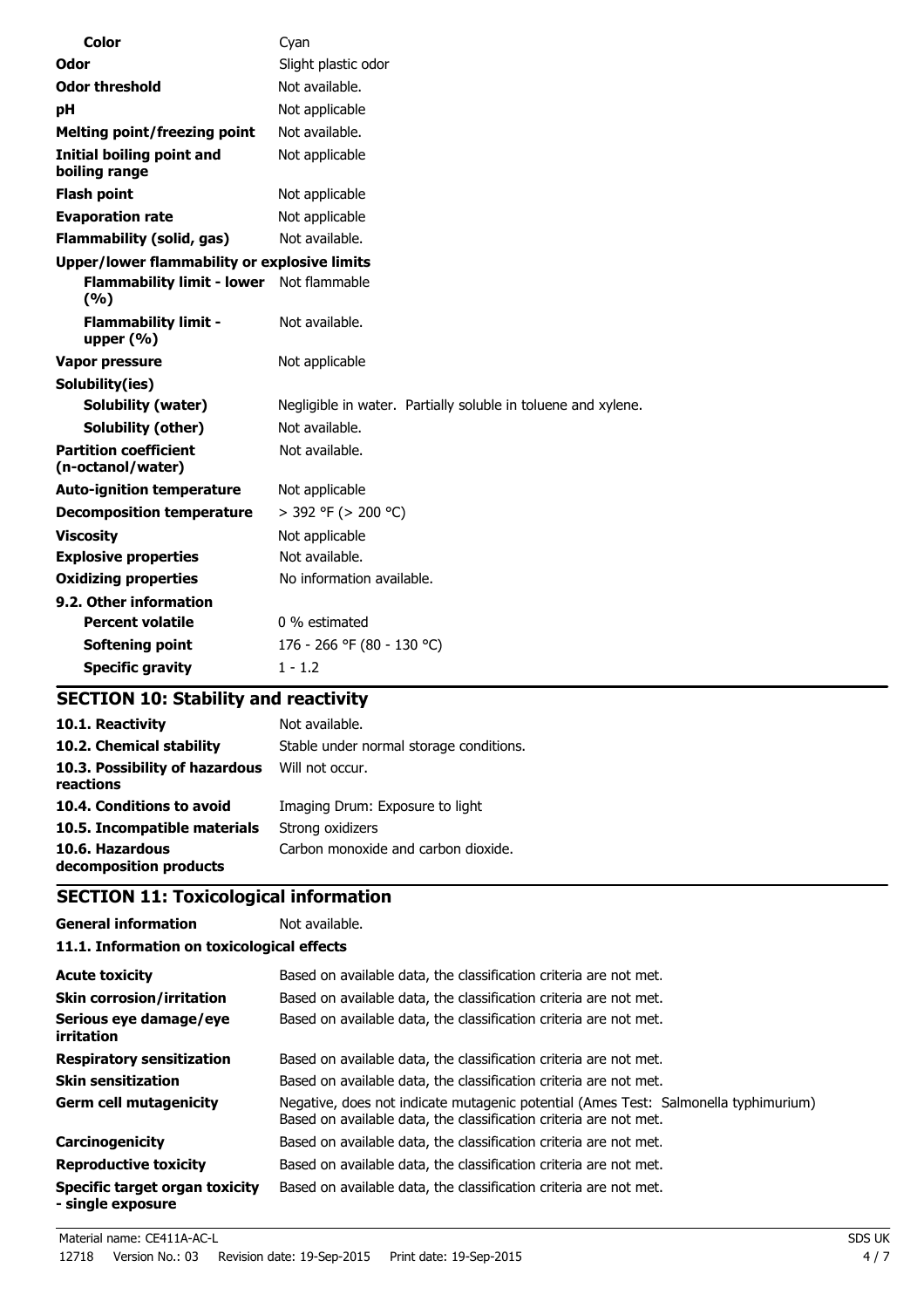| | |
|---|---|
| **Color** | Cyan |
| **Odor** | Slight plastic odor |
| **Odor threshold** | Not available. |
| **pH** | Not applicable |
| **Melting point/freezing point** | Not available. |
| **Initial boiling point and boiling range** | Not applicable |
| **Flash point** | Not applicable |
| **Evaporation rate** | Not applicable |
| **Flammability (solid, gas)** | Not available. |
| **Upper/lower flammability or explosive limits** | |
| **Flammability limit - lower (%)** | Not flammable |
| **Flammability limit - upper (%)** | Not available. |
| **Vapor pressure** | Not applicable |
| **Solubility(ies)** | |
| **Solubility (water)** | Negligible in water. Partially soluble in toluene and xylene. |
| **Solubility (other)** | Not available. |
| **Partition coefficient (n-octanol/water)** | Not available. |
| **Auto-ignition temperature** | Not applicable |
| **Decomposition temperature** | > 392 °F (> 200 °C) |
| **Viscosity** | Not applicable |
| **Explosive properties** | Not available. |
| **Oxidizing properties** | No information available. |
| **9.2. Other information** | |
| **Percent volatile** | 0 % estimated |
| **Softening point** | 176 - 266 °F (80 - 130 °C) |
| **Specific gravity** | 1 - 1.2 |

## SECTION 10: Stability and reactivity

| | |
|---|---|
| **10.1. Reactivity** | Not available. |
| **10.2. Chemical stability** | Stable under normal storage conditions. |
| **10.3. Possibility of hazardous reactions** | Will not occur. |
| **10.4. Conditions to avoid** | Imaging Drum: Exposure to light |
| **10.5. Incompatible materials** | Strong oxidizers |
| **10.6. Hazardous decomposition products** | Carbon monoxide and carbon dioxide. |

## SECTION 11: Toxicological information

| | |
|---|---|
| **General information** | Not available. |

**11.1. Information on toxicological effects**

| | |
|---|---|
| **Acute toxicity** | Based on available data, the classification criteria are not met. |
| **Skin corrosion/irritation** | Based on available data, the classification criteria are not met. |
| **Serious eye damage/eye irritation** | Based on available data, the classification criteria are not met. |
| **Respiratory sensitization** | Based on available data, the classification criteria are not met. |
| **Skin sensitization** | Based on available data, the classification criteria are not met. |
| **Germ cell mutagenicity** | Negative, does not indicate mutagenic potential (Ames Test: Salmonella typhimurium) Based on available data, the classification criteria are not met. |
| **Carcinogenicity** | Based on available data, the classification criteria are not met. |
| **Reproductive toxicity** | Based on available data, the classification criteria are not met. |
| **Specific target organ toxicity - single exposure** | Based on available data, the classification criteria are not met. |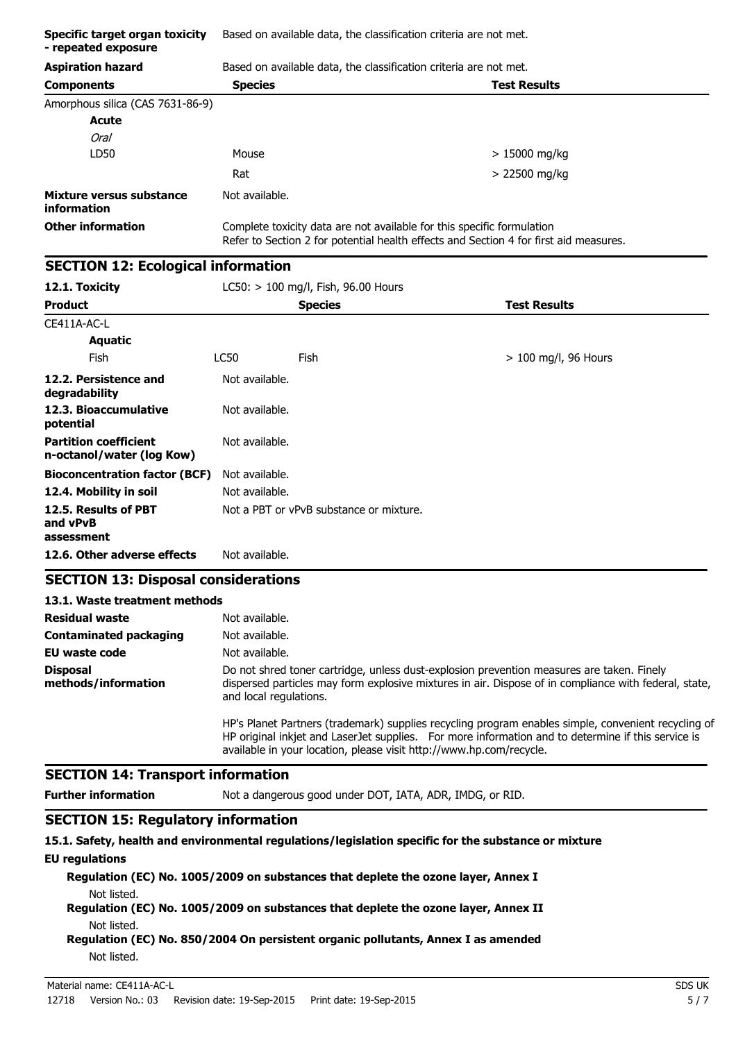| | | |
|---|---|---|
| **Specific target organ toxicity - repeated exposure** | Based on available data, the classification criteria are not met. | |
| **Aspiration hazard** | Based on available data, the classification criteria are not met. | |

| Components | Species | Test Results |
|---|---|---|
| Amorphous silica (CAS 7631-86-9) | | |
| **Acute** | | |
| *Oral* | | |
| LD50 | Mouse | > 15000 mg/kg |
| | Rat | > 22500 mg/kg |

| | |
|---|---|
| **Mixture versus substance information** | Not available. |
| **Other information** | Complete toxicity data are not available for this specific formulation<br>Refer to Section 2 for potential health effects and Section 4 for first aid measures. |

## SECTION 12: Ecological information

**12.1. Toxicity** LC50: > 100 mg/l, Fish, 96.00 Hours

| Product | | Species | Test Results |
|---|---|---|---|
| CE411A-AC-L | | | |
| **Aquatic** | | | |
| Fish | LC50 | Fish | > 100 mg/l, 96 Hours |

| | |
|---|---|
| **12.2. Persistence and degradability** | Not available. |
| **12.3. Bioaccumulative potential** | Not available. |
| **Partition coefficient n-octanol/water (log Kow)** | Not available. |
| **Bioconcentration factor (BCF)** | Not available. |
| **12.4. Mobility in soil** | Not available. |
| **12.5. Results of PBT and vPvB assessment** | Not a PBT or vPvB substance or mixture. |
| **12.6. Other adverse effects** | Not available. |

## SECTION 13: Disposal considerations

### 13.1. Waste treatment methods

| | |
|---|---|
| **Residual waste** | Not available. |
| **Contaminated packaging** | Not available. |
| **EU waste code** | Not available. |
| **Disposal methods/information** | Do not shred toner cartridge, unless dust-explosion prevention measures are taken. Finely dispersed particles may form explosive mixtures in air. Dispose of in compliance with federal, state, and local regulations.<br><br>HP's Planet Partners (trademark) supplies recycling program enables simple, convenient recycling of HP original inkjet and LaserJet supplies. For more information and to determine if this service is available in your location, please visit http://www.hp.com/recycle. |

## SECTION 14: Transport information

**Further information** Not a dangerous good under DOT, IATA, ADR, IMDG, or RID.

## SECTION 15: Regulatory information

### 15.1. Safety, health and environmental regulations/legislation specific for the substance or mixture

**EU regulations**

**Regulation (EC) No. 1005/2009 on substances that deplete the ozone layer, Annex I**

Not listed.

**Regulation (EC) No. 1005/2009 on substances that deplete the ozone layer, Annex II**

Not listed.

**Regulation (EC) No. 850/2004 On persistent organic pollutants, Annex I as amended**

Not listed.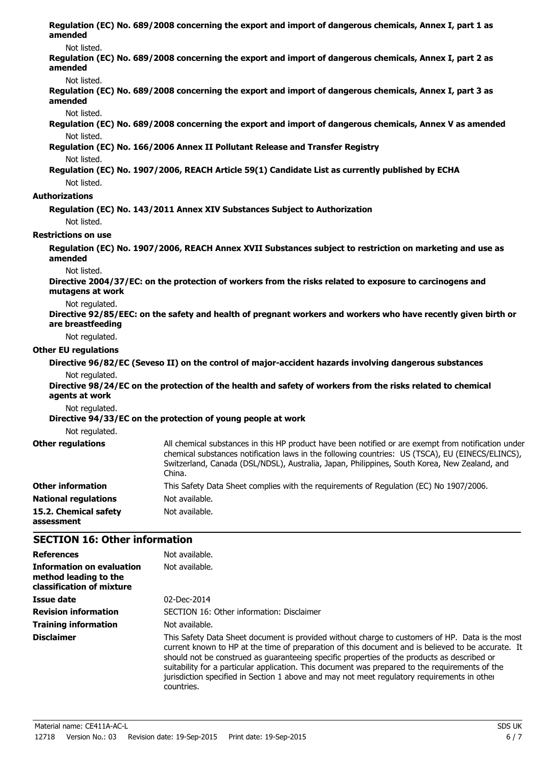**Regulation (EC) No. 689/2008 concerning the export and import of dangerous chemicals, Annex I, part 1 as amended**

Not listed.

**Regulation (EC) No. 689/2008 concerning the export and import of dangerous chemicals, Annex I, part 2 as amended**

Not listed.

**Regulation (EC) No. 689/2008 concerning the export and import of dangerous chemicals, Annex I, part 3 as amended**

Not listed.

**Regulation (EC) No. 689/2008 concerning the export and import of dangerous chemicals, Annex V as amended**

Not listed.

**Regulation (EC) No. 166/2006 Annex II Pollutant Release and Transfer Registry**

Not listed.

**Regulation (EC) No. 1907/2006, REACH Article 59(1) Candidate List as currently published by ECHA**

Not listed.

**Authorizations**

**Regulation (EC) No. 143/2011 Annex XIV Substances Subject to Authorization**

Not listed.

**Restrictions on use**

**Regulation (EC) No. 1907/2006, REACH Annex XVII Substances subject to restriction on marketing and use as amended**

Not listed.

**Directive 2004/37/EC: on the protection of workers from the risks related to exposure to carcinogens and mutagens at work**

Not regulated.

**Directive 92/85/EEC: on the safety and health of pregnant workers and workers who have recently given birth or are breastfeeding**

Not regulated.

**Other EU regulations**

**Directive 96/82/EC (Seveso II) on the control of major-accident hazards involving dangerous substances**

Not regulated.

**Directive 98/24/EC on the protection of the health and safety of workers from the risks related to chemical agents at work**

Not regulated.

**Directive 94/33/EC on the protection of young people at work**

Not regulated.

**Other regulations**: All chemical substances in this HP product have been notified or are exempt from notification under chemical substances notification laws in the following countries: US (TSCA), EU (EINECS/ELINCS), Switzerland, Canada (DSL/NDSL), Australia, Japan, Philippines, South Korea, New Zealand, and China.

**Other information**: This Safety Data Sheet complies with the requirements of Regulation (EC) No 1907/2006.

**National regulations**: Not available.

**15.2. Chemical safety assessment**: Not available.

## SECTION 16: Other information

**References**: Not available.

**Information on evaluation method leading to the classification of mixture**: Not available.

**Issue date**: 02-Dec-2014

**Revision information**: SECTION 16: Other information: Disclaimer

**Training information**: Not available.

**Disclaimer**: This Safety Data Sheet document is provided without charge to customers of HP. Data is the most current known to HP at the time of preparation of this document and is believed to be accurate. It should not be construed as guaranteeing specific properties of the products as described or suitability for a particular application. This document was prepared to the requirements of the jurisdiction specified in Section 1 above and may not meet regulatory requirements in other countries.

Material name: CE411A-AC-L SDS UK

12718 Version No.: 03 Revision date: 19-Sep-2015 Print date: 19-Sep-2015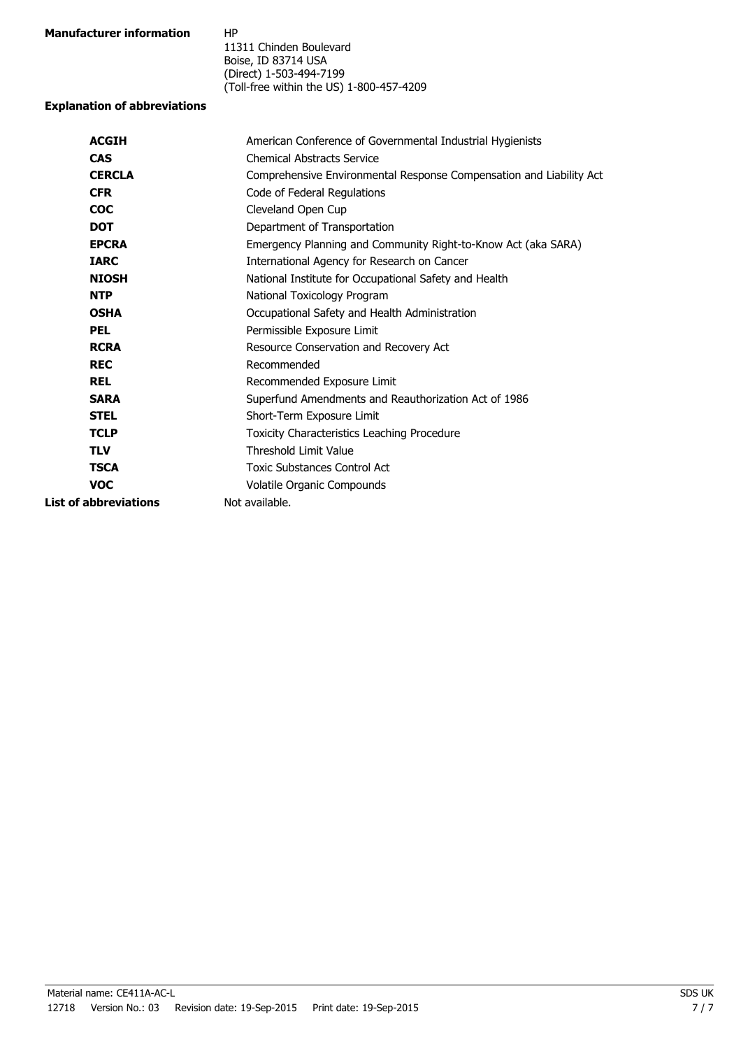**Manufacturer information**

HP
11311 Chinden Boulevard
Boise, ID 83714 USA
(Direct) 1-503-494-7199
(Toll-free within the US) 1-800-457-4209

**Explanation of abbreviations**

| | |
|---|---|
| **ACGIH** | American Conference of Governmental Industrial Hygienists |
| **CAS** | Chemical Abstracts Service |
| **CERCLA** | Comprehensive Environmental Response Compensation and Liability Act |
| **CFR** | Code of Federal Regulations |
| **COC** | Cleveland Open Cup |
| **DOT** | Department of Transportation |
| **EPCRA** | Emergency Planning and Community Right-to-Know Act (aka SARA) |
| **IARC** | International Agency for Research on Cancer |
| **NIOSH** | National Institute for Occupational Safety and Health |
| **NTP** | National Toxicology Program |
| **OSHA** | Occupational Safety and Health Administration |
| **PEL** | Permissible Exposure Limit |
| **RCRA** | Resource Conservation and Recovery Act |
| **REC** | Recommended |
| **REL** | Recommended Exposure Limit |
| **SARA** | Superfund Amendments and Reauthorization Act of 1986 |
| **STEL** | Short-Term Exposure Limit |
| **TCLP** | Toxicity Characteristics Leaching Procedure |
| **TLV** | Threshold Limit Value |
| **TSCA** | Toxic Substances Control Act |
| **VOC** | Volatile Organic Compounds |

**List of abbreviations** Not available.

Material name: CE411A-AC-L
12718 Version No.: 03 Revision date: 19-Sep-2015 Print date: 19-Sep-2015
SDS UK